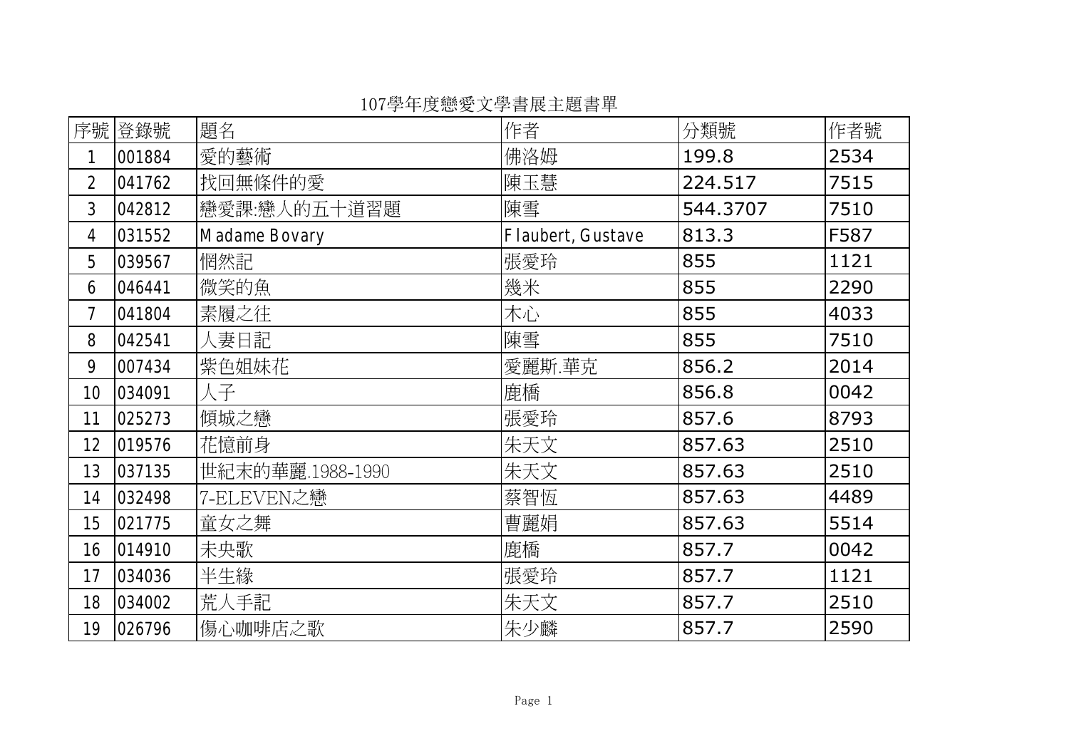# 107學年度戀愛文學書展主題書單

| 序號 | 登錄號 | 題名 | 作者 | 分類號 | 作者號 |
|---|---|---|---|---|---|
| 1 | 001884 | 愛的藝術 | 佛洛姆 | 199.8 | 2534 |
| 2 | 041762 | 找回無條件的愛 | 陳玉慧 | 224.517 | 7515 |
| 3 | 042812 | 戀愛課:戀人的五十道習題 | 陳雪 | 544.3707 | 7510 |
| 4 | 031552 | Madame Bovary | Flaubert, Gustave | 813.3 | F587 |
| 5 | 039567 | 惘然記 | 張愛玲 | 855 | 1121 |
| 6 | 046441 | 微笑的魚 | 幾米 | 855 | 2290 |
| 7 | 041804 | 素履之往 | 木心 | 855 | 4033 |
| 8 | 042541 | 人妻日記 | 陳雪 | 855 | 7510 |
| 9 | 007434 | 紫色姐妹花 | 愛麗斯.華克 | 856.2 | 2014 |
| 10 | 034091 | 人子 | 鹿橋 | 856.8 | 0042 |
| 11 | 025273 | 傾城之戀 | 張愛玲 | 857.6 | 8793 |
| 12 | 019576 | 花憶前身 | 朱天文 | 857.63 | 2510 |
| 13 | 037135 | 世紀末的華麗.1988-1990 | 朱天文 | 857.63 | 2510 |
| 14 | 032498 | 7-ELEVEN之戀 | 蔡智恆 | 857.63 | 4489 |
| 15 | 021775 | 童女之舞 | 曹麗娟 | 857.63 | 5514 |
| 16 | 014910 | 未央歌 | 鹿橋 | 857.7 | 0042 |
| 17 | 034036 | 半生緣 | 張愛玲 | 857.7 | 1121 |
| 18 | 034002 | 荒人手記 | 朱天文 | 857.7 | 2510 |
| 19 | 026796 | 傷心咖啡店之歌 | 朱少麟 | 857.7 | 2590 |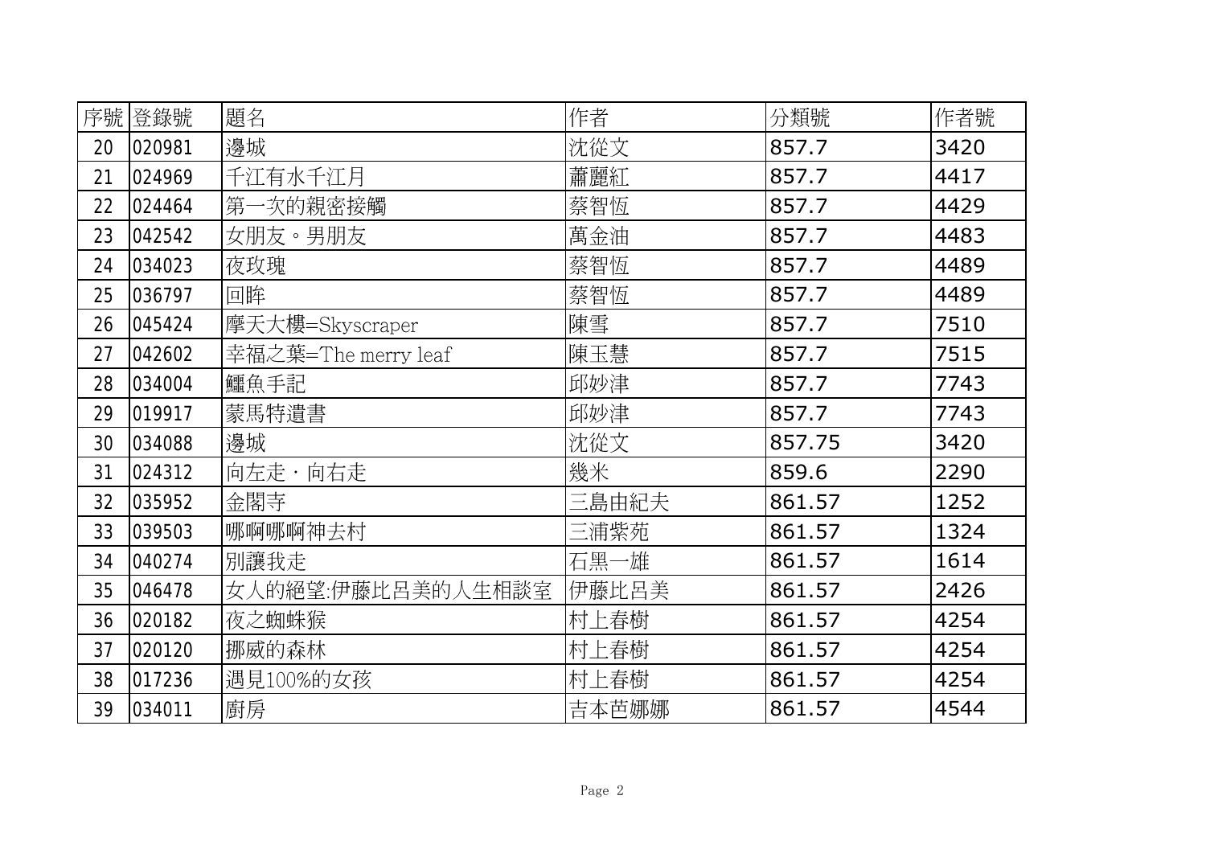| 序號 | 登錄號 | 題名 | 作者 | 分類號 | 作者號 |
|---|---|---|---|---|---|
| 20 | 020981 | 邊城 | 沈從文 | 857.7 | 3420 |
| 21 | 024969 | 千江有水千江月 | 蕭麗紅 | 857.7 | 4417 |
| 22 | 024464 | 第一次的親密接觸 | 蔡智恆 | 857.7 | 4429 |
| 23 | 042542 | 女朋友。男朋友 | 萬金油 | 857.7 | 4483 |
| 24 | 034023 | 夜玫瑰 | 蔡智恆 | 857.7 | 4489 |
| 25 | 036797 | 回眸 | 蔡智恆 | 857.7 | 4489 |
| 26 | 045424 | 摩天大樓=Skyscraper | 陳雪 | 857.7 | 7510 |
| 27 | 042602 | 幸福之葉=The merry leaf | 陳玉慧 | 857.7 | 7515 |
| 28 | 034004 | 鱷魚手記 | 邱妙津 | 857.7 | 7743 |
| 29 | 019917 | 蒙馬特遺書 | 邱妙津 | 857.7 | 7743 |
| 30 | 034088 | 邊城 | 沈從文 | 857.75 | 3420 |
| 31 | 024312 | 向左走・向右走 | 幾米 | 859.6 | 2290 |
| 32 | 035952 | 金閣寺 | 三島由紀夫 | 861.57 | 1252 |
| 33 | 039503 | 哪啊哪啊神去村 | 三浦紫苑 | 861.57 | 1324 |
| 34 | 040274 | 別讓我走 | 石黑一雄 | 861.57 | 1614 |
| 35 | 046478 | 女人的絕望:伊藤比呂美的人生相談室 | 伊藤比呂美 | 861.57 | 2426 |
| 36 | 020182 | 夜之蜘蛛猴 | 村上春樹 | 861.57 | 4254 |
| 37 | 020120 | 挪威的森林 | 村上春樹 | 861.57 | 4254 |
| 38 | 017236 | 遇見100%的女孩 | 村上春樹 | 861.57 | 4254 |
| 39 | 034011 | 廚房 | 吉本芭娜娜 | 861.57 | 4544 |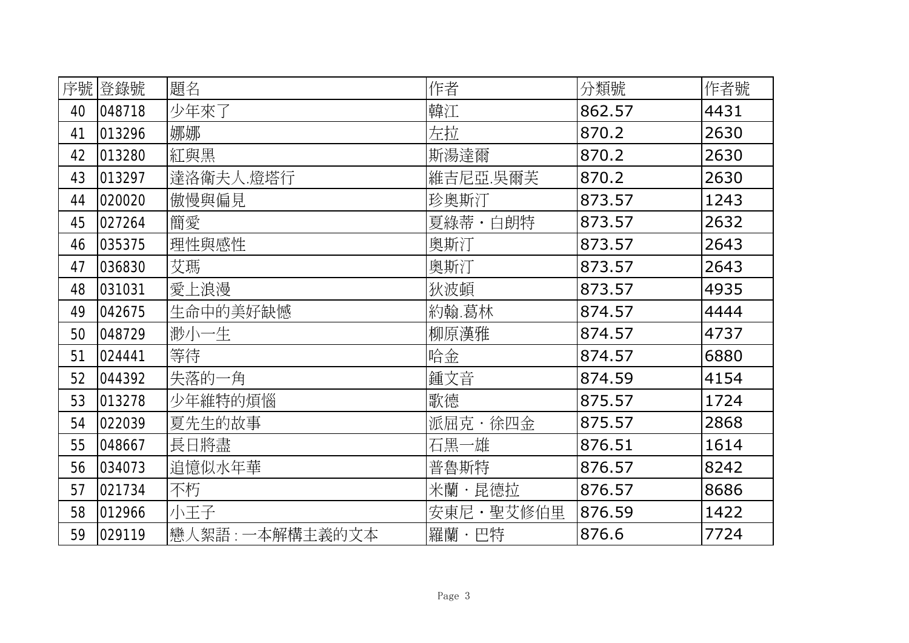| 序號 | 登錄號 | 題名 | 作者 | 分類號 | 作者號 |
|---|---|---|---|---|---|
| 40 | 048718 | 少年來了 | 韓江 | 862.57 | 4431 |
| 41 | 013296 | 娜娜 | 左拉 | 870.2 | 2630 |
| 42 | 013280 | 紅與黑 | 斯湯達爾 | 870.2 | 2630 |
| 43 | 013297 | 達洛衛夫人.燈塔行 | 維吉尼亞.吳爾芙 | 870.2 | 2630 |
| 44 | 020020 | 傲慢與偏見 | 珍奧斯汀 | 873.57 | 1243 |
| 45 | 027264 | 簡愛 | 夏綠蒂・白朗特 | 873.57 | 2632 |
| 46 | 035375 | 理性與感性 | 奧斯汀 | 873.57 | 2643 |
| 47 | 036830 | 艾瑪 | 奧斯汀 | 873.57 | 2643 |
| 48 | 031031 | 愛上浪漫 | 狄波頓 | 873.57 | 4935 |
| 49 | 042675 | 生命中的美好缺憾 | 約翰.葛林 | 874.57 | 4444 |
| 50 | 048729 | 渺小一生 | 柳原漢雅 | 874.57 | 4737 |
| 51 | 024441 | 等待 | 哈金 | 874.57 | 6880 |
| 52 | 044392 | 失落的一角 | 鍾文音 | 874.59 | 4154 |
| 53 | 013278 | 少年維特的煩惱 | 歌德 | 875.57 | 1724 |
| 54 | 022039 | 夏先生的故事 | 派屈克・徐四金 | 875.57 | 2868 |
| 55 | 048667 | 長日將盡 | 石黑一雄 | 876.51 | 1614 |
| 56 | 034073 | 追憶似水年華 | 普魯斯特 | 876.57 | 8242 |
| 57 | 021734 | 不朽 | 米蘭・昆德拉 | 876.57 | 8686 |
| 58 | 012966 | 小王子 | 安東尼・聖艾修伯里 | 876.59 | 1422 |
| 59 | 029119 | 戀人絮語 : 一本解構主義的文本 | 羅蘭・巴特 | 876.6 | 7724 |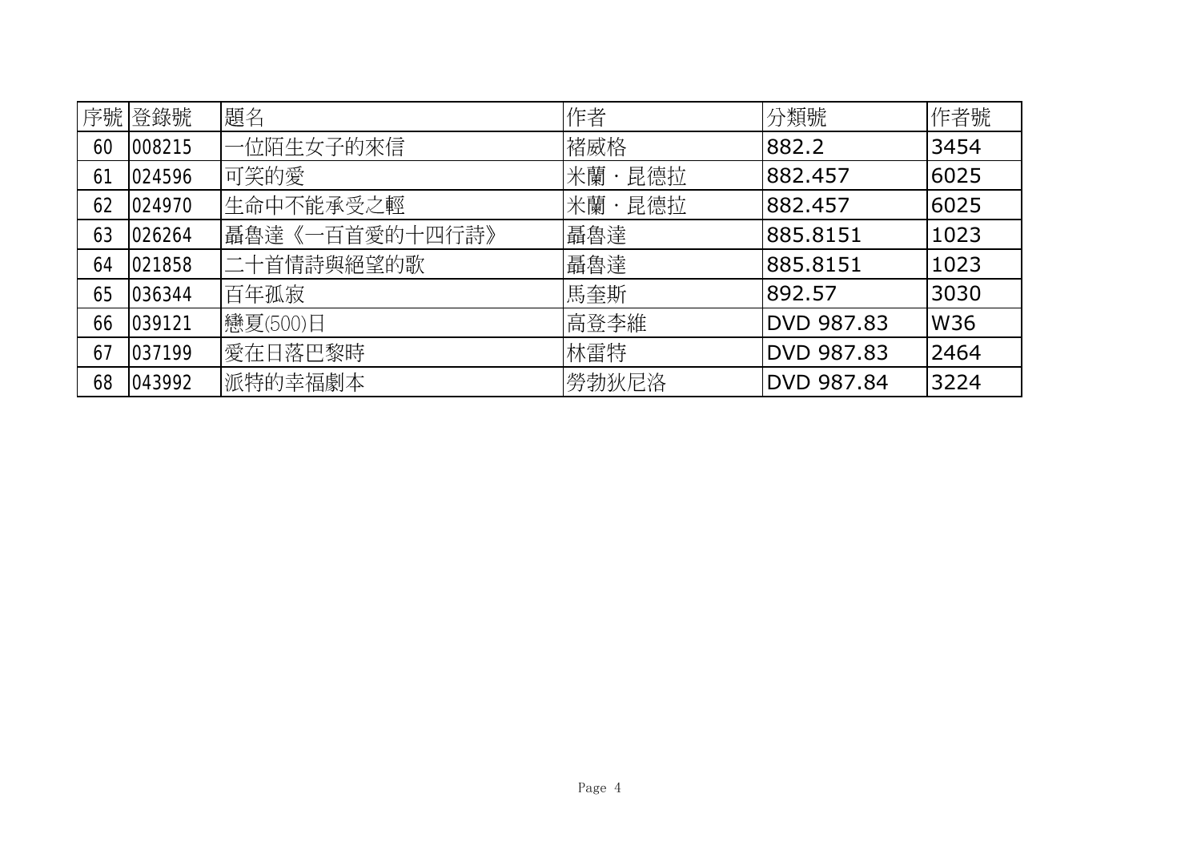| 序號 | 登錄號 | 題名 | 作者 | 分類號 | 作者號 |
|---|---|---|---|---|---|
| 60 | 008215 | 一位陌生女子的來信 | 褚威格 | 882.2 | 3454 |
| 61 | 024596 | 可笑的愛 | 米蘭．昆德拉 | 882.457 | 6025 |
| 62 | 024970 | 生命中不能承受之輕 | 米蘭．昆德拉 | 882.457 | 6025 |
| 63 | 026264 | 聶魯達《一百首愛的十四行詩》 | 聶魯達 | 885.8151 | 1023 |
| 64 | 021858 | 二十首情詩與絕望的歌 | 聶魯達 | 885.8151 | 1023 |
| 65 | 036344 | 百年孤寂 | 馬奎斯 | 892.57 | 3030 |
| 66 | 039121 | 戀夏(500)日 | 高登李維 | DVD 987.83 | W36 |
| 67 | 037199 | 愛在日落巴黎時 | 林雷特 | DVD 987.83 | 2464 |
| 68 | 043992 | 派特的幸福劇本 | 勞勃狄尼洛 | DVD 987.84 | 3224 |